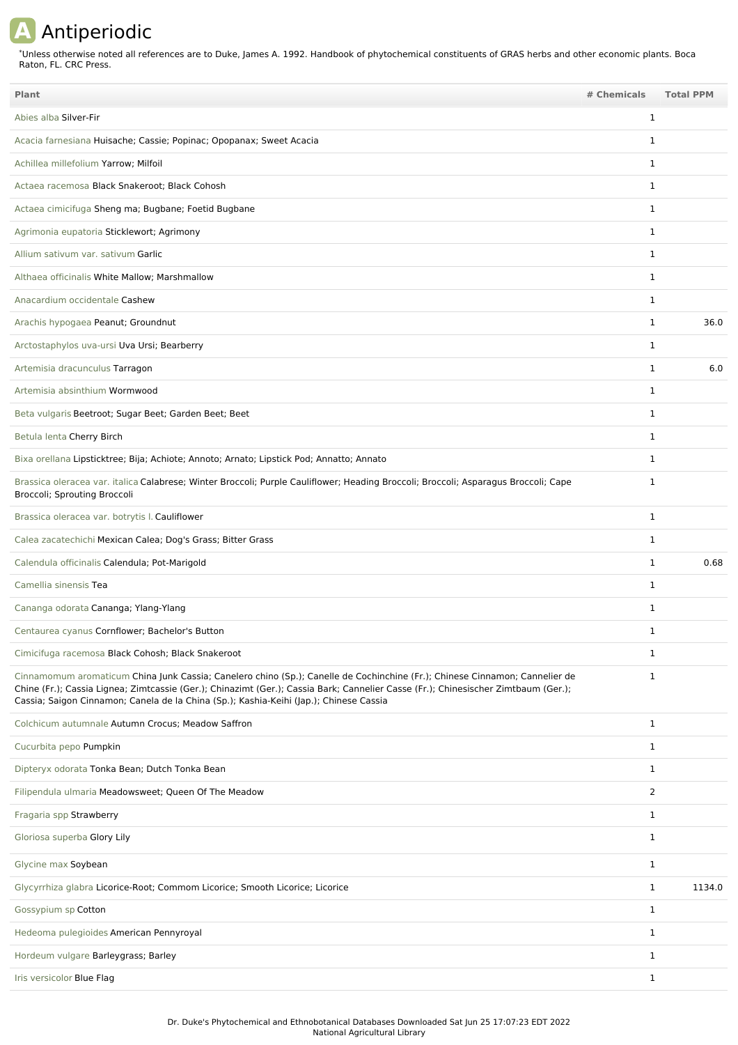# Antiperiodic

*Unless otherwise noted all references are to Duke, James A. 1992. Handbook of phytochemical constituents of GRAS herbs and other economic plants. Boca Raton, FL. CRC Press.

| Plant | # Chemicals | Total PPM |
|---|---|---|
| Abies alba Silver-Fir | 1 | |
| Acacia farnesiana Huisache; Cassie; Popinac; Opopanax; Sweet Acacia | 1 | |
| Achillea millefolium Yarrow; Milfoil | 1 | |
| Actaea racemosa Black Snakeroot; Black Cohosh | 1 | |
| Actaea cimicifuga Sheng ma; Bugbane; Foetid Bugbane | 1 | |
| Agrimonia eupatoria Sticklewort; Agrimony | 1 | |
| Allium sativum var. sativum Garlic | 1 | |
| Althaea officinalis White Mallow; Marshmallow | 1 | |
| Anacardium occidentale Cashew | 1 | |
| Arachis hypogaea Peanut; Groundnut | 1 | 36.0 |
| Arctostaphylos uva-ursi Uva Ursi; Bearberry | 1 | |
| Artemisia dracunculus Tarragon | 1 | 6.0 |
| Artemisia absinthium Wormwood | 1 | |
| Beta vulgaris Beetroot; Sugar Beet; Garden Beet; Beet | 1 | |
| Betula lenta Cherry Birch | 1 | |
| Bixa orellana Lipsticktree; Bija; Achiote; Annoto; Arnato; Lipstick Pod; Annatto; Annato | 1 | |
| Brassica oleracea var. italica Calabrese; Winter Broccoli; Purple Cauliflower; Heading Broccoli; Broccoli; Asparagus Broccoli; Cape Broccoli; Sprouting Broccoli | 1 | |
| Brassica oleracea var. botrytis l. Cauliflower | 1 | |
| Calea zacatechichi Mexican Calea; Dog's Grass; Bitter Grass | 1 | |
| Calendula officinalis Calendula; Pot-Marigold | 1 | 0.68 |
| Camellia sinensis Tea | 1 | |
| Cananga odorata Cananga; Ylang-Ylang | 1 | |
| Centaurea cyanus Cornflower; Bachelor's Button | 1 | |
| Cimicifuga racemosa Black Cohosh; Black Snakeroot | 1 | |
| Cinnamomum aromaticum China Junk Cassia; Canelero chino (Sp.); Canelle de Cochinchine (Fr.); Chinese Cinnamon; Cannelier de Chine (Fr.); Cassia Lignea; Zimtcassie (Ger.); Chinazimt (Ger.); Cassia Bark; Cannelier Casse (Fr.); Chinesischer Zimtbaum (Ger.); Cassia; Saigon Cinnamon; Canela de la China (Sp.); Kashia-Keihi (Jap.); Chinese Cassia | 1 | |
| Colchicum autumnale Autumn Crocus; Meadow Saffron | 1 | |
| Cucurbita pepo Pumpkin | 1 | |
| Dipteryx odorata Tonka Bean; Dutch Tonka Bean | 1 | |
| Filipendula ulmaria Meadowsweet; Queen Of The Meadow | 2 | |
| Fragaria spp Strawberry | 1 | |
| Gloriosa superba Glory Lily | 1 | |
| Glycine max Soybean | 1 | |
| Glycyrrhiza glabra Licorice-Root; Commom Licorice; Smooth Licorice; Licorice | 1 | 1134.0 |
| Gossypium sp Cotton | 1 | |
| Hedeoma pulegioides American Pennyroyal | 1 | |
| Hordeum vulgare Barleygrass; Barley | 1 | |
| Iris versicolor Blue Flag | 1 | |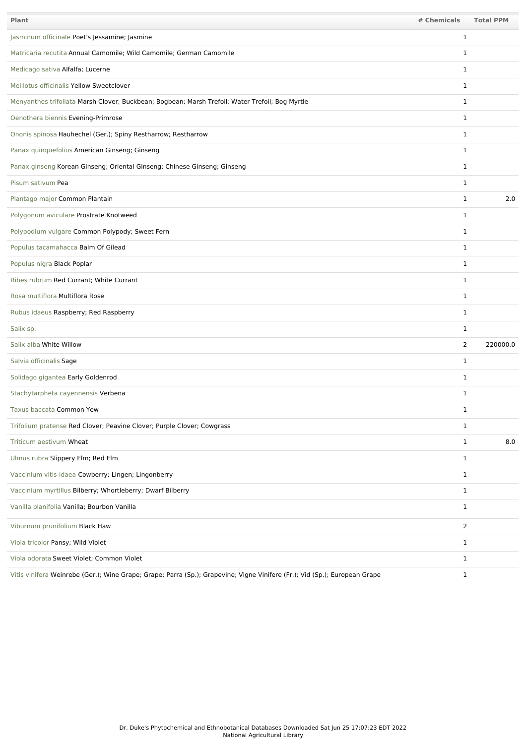| Plant | # Chemicals | Total PPM |
|---|---|---|
| Jasminum officinale Poet's Jessamine; Jasmine | 1 | |
| Matricaria recutita Annual Camomile; Wild Camomile; German Camomile | 1 | |
| Medicago sativa Alfalfa; Lucerne | 1 | |
| Melilotus officinalis Yellow Sweetclover | 1 | |
| Menyanthes trifoliata Marsh Clover; Buckbean; Bogbean; Marsh Trefoil; Water Trefoil; Bog Myrtle | 1 | |
| Oenothera biennis Evening-Primrose | 1 | |
| Ononis spinosa Hauhechel (Ger.); Spiny Restharrow; Restharrow | 1 | |
| Panax quinquefolius American Ginseng; Ginseng | 1 | |
| Panax ginseng Korean Ginseng; Oriental Ginseng; Chinese Ginseng; Ginseng | 1 | |
| Pisum sativum Pea | 1 | |
| Plantago major Common Plantain | 1 | 2.0 |
| Polygonum aviculare Prostrate Knotweed | 1 | |
| Polypodium vulgare Common Polypody; Sweet Fern | 1 | |
| Populus tacamahacca Balm Of Gilead | 1 | |
| Populus nigra Black Poplar | 1 | |
| Ribes rubrum Red Currant; White Currant | 1 | |
| Rosa multiflora Multiflora Rose | 1 | |
| Rubus idaeus Raspberry; Red Raspberry | 1 | |
| Salix sp. | 1 | |
| Salix alba White Willow | 2 | 220000.0 |
| Salvia officinalis Sage | 1 | |
| Solidago gigantea Early Goldenrod | 1 | |
| Stachytarpheta cayennensis Verbena | 1 | |
| Taxus baccata Common Yew | 1 | |
| Trifolium pratense Red Clover; Peavine Clover; Purple Clover; Cowgrass | 1 | |
| Triticum aestivum Wheat | 1 | 8.0 |
| Ulmus rubra Slippery Elm; Red Elm | 1 | |
| Vaccinium vitis-idaea Cowberry; Lingen; Lingonberry | 1 | |
| Vaccinium myrtillus Bilberry; Whortleberry; Dwarf Bilberry | 1 | |
| Vanilla planifolia Vanilla; Bourbon Vanilla | 1 | |
| Viburnum prunifolium Black Haw | 2 | |
| Viola tricolor Pansy; Wild Violet | 1 | |
| Viola odorata Sweet Violet; Common Violet | 1 | |
| Vitis vinifera Weinrebe (Ger.); Wine Grape; Grape; Parra (Sp.); Grapevine; Vigne Vinifere (Fr.); Vid (Sp.); European Grape | 1 | |